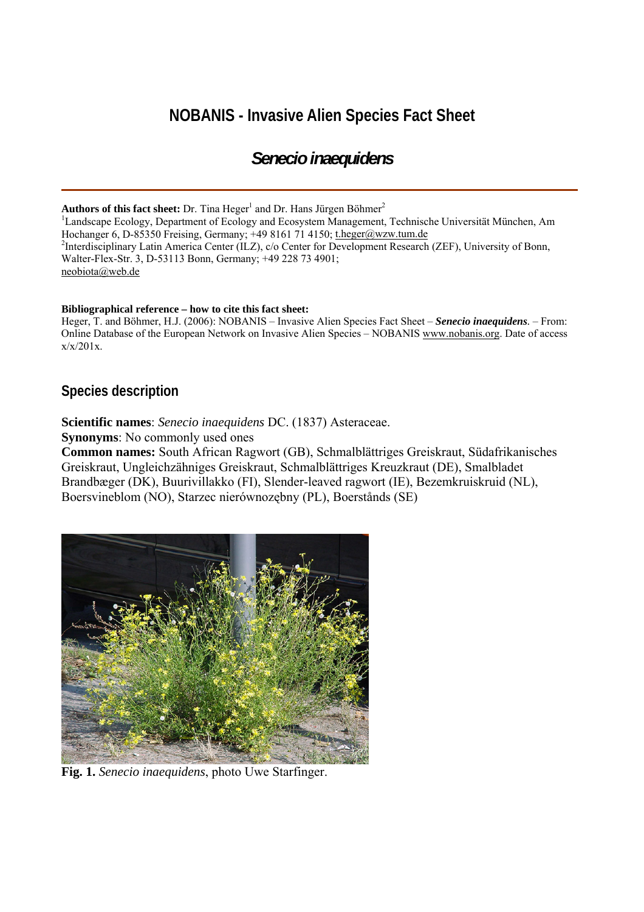# NOBANIS - Invasive Alien Species Fact Sheet

## *Senecio inaequidens*

**Authors of this fact sheet:** Dr. Tina Heger[1] and Dr. Hans Jürgen Böhmer[2]

[1]Landscape Ecology, Department of Ecology and Ecosystem Management, Technische Universität München, Am Hochanger 6, D-85350 Freising, Germany; +49 8161 71 4150; t.heger@wzw.tum.de

[2]Interdisciplinary Latin America Center (ILZ), c/o Center for Development Research (ZEF), University of Bonn, Walter-Flex-Str. 3, D-53113 Bonn, Germany; +49 228 73 4901; neobiota@web.de

**Bibliographical reference – how to cite this fact sheet:**

Heger, T. and Böhmer, H.J. (2006): NOBANIS – Invasive Alien Species Fact Sheet – ***Senecio inaequidens***. – From: Online Database of the European Network on Invasive Alien Species – NOBANIS www.nobanis.org. Date of access x/x/201x.

## Species description

**Scientific names**: *Senecio inaequidens* DC. (1837) Asteraceae.

**Synonyms**: No commonly used ones

**Common names:** South African Ragwort (GB), Schmalblättriges Greiskraut, Südafrikanisches Greiskraut, Ungleichzähniges Greiskraut, Schmalblättriges Kreuzkraut (DE), Smalbladet Brandbæger (DK), Buurivillakko (FI), Slender-leaved ragwort (IE), Bezemkruiskruid (NL), Boersvineblom (NO), Starzec nierównozębny (PL), Boerstånds (SE)

**Fig. 1.** *Senecio inaequidens*, photo Uwe Starfinger.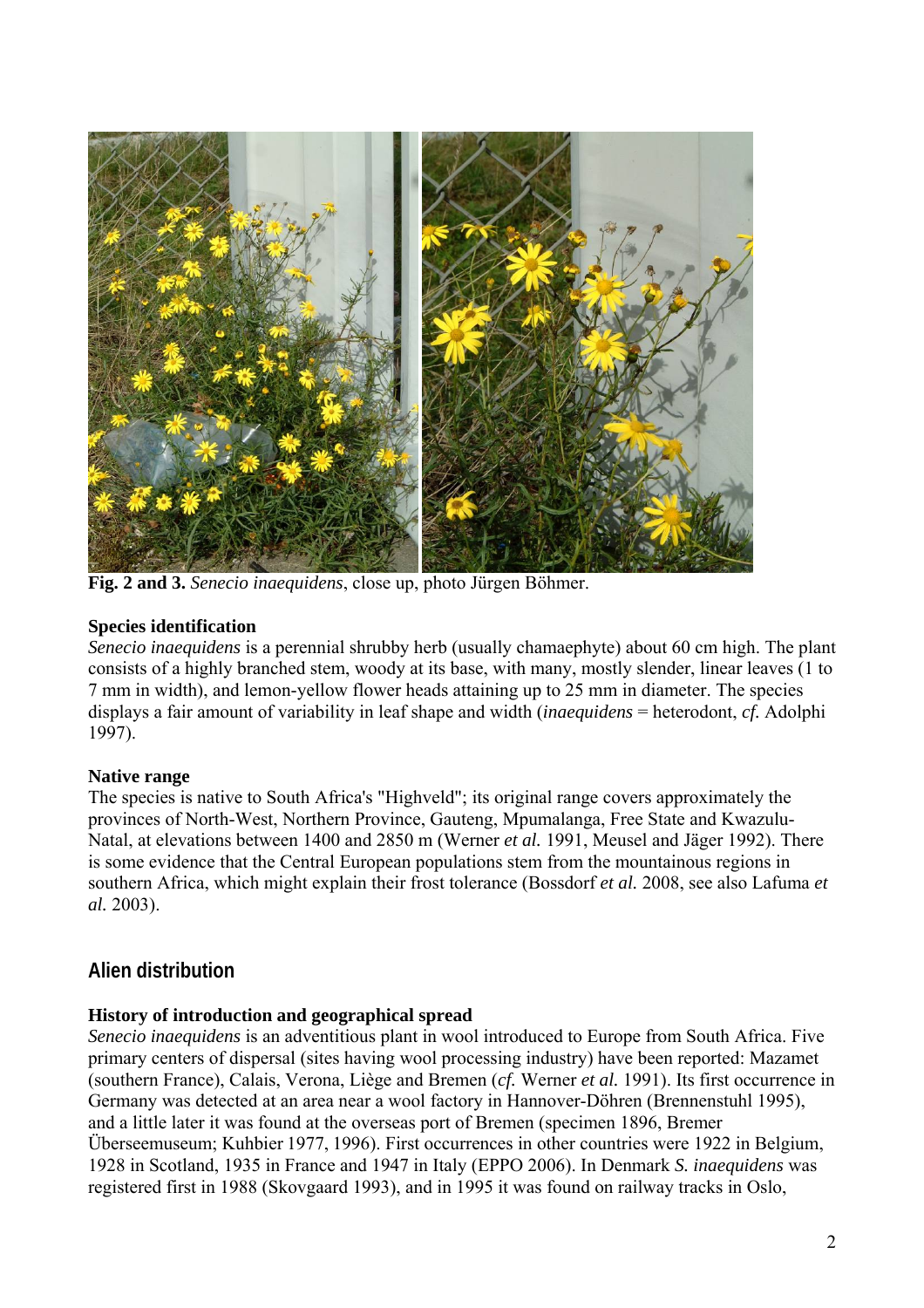**Fig. 2 and 3.** *Senecio inaequidens*, close up, photo Jürgen Böhmer.

### Species identification

*Senecio inaequidens* is a perennial shrubby herb (usually chamaephyte) about 60 cm high. The plant consists of a highly branched stem, woody at its base, with many, mostly slender, linear leaves (1 to 7 mm in width), and lemon-yellow flower heads attaining up to 25 mm in diameter. The species displays a fair amount of variability in leaf shape and width (*inaequidens* = heterodont, *cf.* Adolphi 1997).

### Native range

The species is native to South Africa's "Highveld"; its original range covers approximately the provinces of North-West, Northern Province, Gauteng, Mpumalanga, Free State and Kwazulu-Natal, at elevations between 1400 and 2850 m (Werner *et al.* 1991, Meusel and Jäger 1992). There is some evidence that the Central European populations stem from the mountainous regions in southern Africa, which might explain their frost tolerance (Bossdorf *et al.* 2008, see also Lafuma *et al.* 2003).

## Alien distribution

### History of introduction and geographical spread

*Senecio inaequidens* is an adventitious plant in wool introduced to Europe from South Africa. Five primary centers of dispersal (sites having wool processing industry) have been reported: Mazamet (southern France), Calais, Verona, Liège and Bremen (*cf.* Werner *et al.* 1991). Its first occurrence in Germany was detected at an area near a wool factory in Hannover-Döhren (Brennenstuhl 1995), and a little later it was found at the overseas port of Bremen (specimen 1896, Bremer Überseemuseum; Kuhbier 1977, 1996). First occurrences in other countries were 1922 in Belgium, 1928 in Scotland, 1935 in France and 1947 in Italy (EPPO 2006). In Denmark *S. inaequidens* was registered first in 1988 (Skovgaard 1993), and in 1995 it was found on railway tracks in Oslo,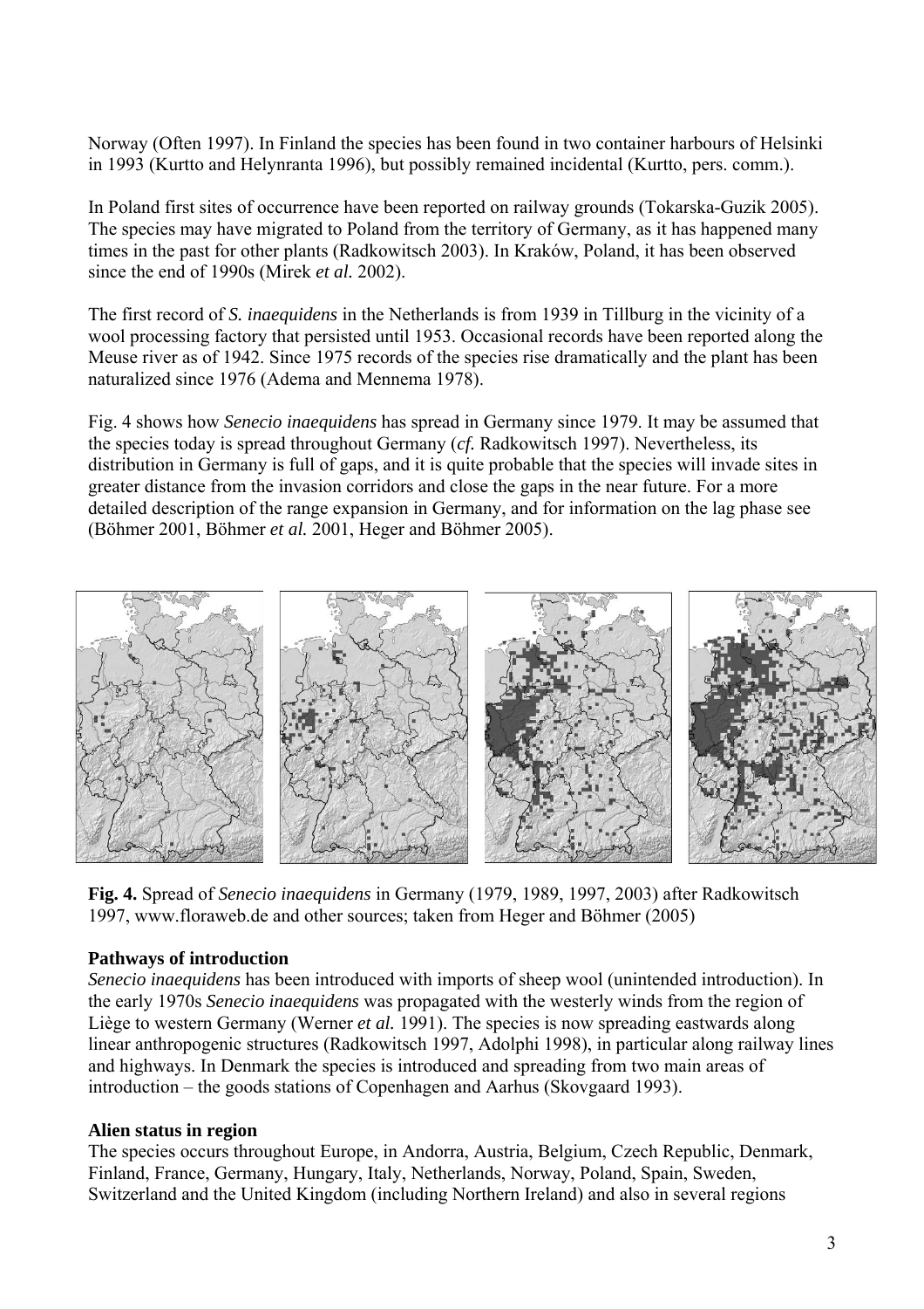Norway (Often 1997). In Finland the species has been found in two container harbours of Helsinki in 1993 (Kurtto and Helynranta 1996), but possibly remained incidental (Kurtto, pers. comm.).

In Poland first sites of occurrence have been reported on railway grounds (Tokarska-Guzik 2005). The species may have migrated to Poland from the territory of Germany, as it has happened many times in the past for other plants (Radkowitsch 2003). In Kraków, Poland, it has been observed since the end of 1990s (Mirek *et al.* 2002).

The first record of *S. inaequidens* in the Netherlands is from 1939 in Tillburg in the vicinity of a wool processing factory that persisted until 1953. Occasional records have been reported along the Meuse river as of 1942. Since 1975 records of the species rise dramatically and the plant has been naturalized since 1976 (Adema and Mennema 1978).

Fig. 4 shows how *Senecio inaequidens* has spread in Germany since 1979. It may be assumed that the species today is spread throughout Germany (*cf.* Radkowitsch 1997). Nevertheless, its distribution in Germany is full of gaps, and it is quite probable that the species will invade sites in greater distance from the invasion corridors and close the gaps in the near future. For a more detailed description of the range expansion in Germany, and for information on the lag phase see (Böhmer 2001, Böhmer *et al.* 2001, Heger and Böhmer 2005).

**Fig. 4.** Spread of *Senecio inaequidens* in Germany (1979, 1989, 1997, 2003) after Radkowitsch 1997, www.floraweb.de and other sources; taken from Heger and Böhmer (2005)

**Pathways of introduction**

*Senecio inaequidens* has been introduced with imports of sheep wool (unintended introduction). In the early 1970s *Senecio inaequidens* was propagated with the westerly winds from the region of Liège to western Germany (Werner *et al.* 1991). The species is now spreading eastwards along linear anthropogenic structures (Radkowitsch 1997, Adolphi 1998), in particular along railway lines and highways. In Denmark the species is introduced and spreading from two main areas of introduction – the goods stations of Copenhagen and Aarhus (Skovgaard 1993).

**Alien status in region**

The species occurs throughout Europe, in Andorra, Austria, Belgium, Czech Republic, Denmark, Finland, France, Germany, Hungary, Italy, Netherlands, Norway, Poland, Spain, Sweden, Switzerland and the United Kingdom (including Northern Ireland) and also in several regions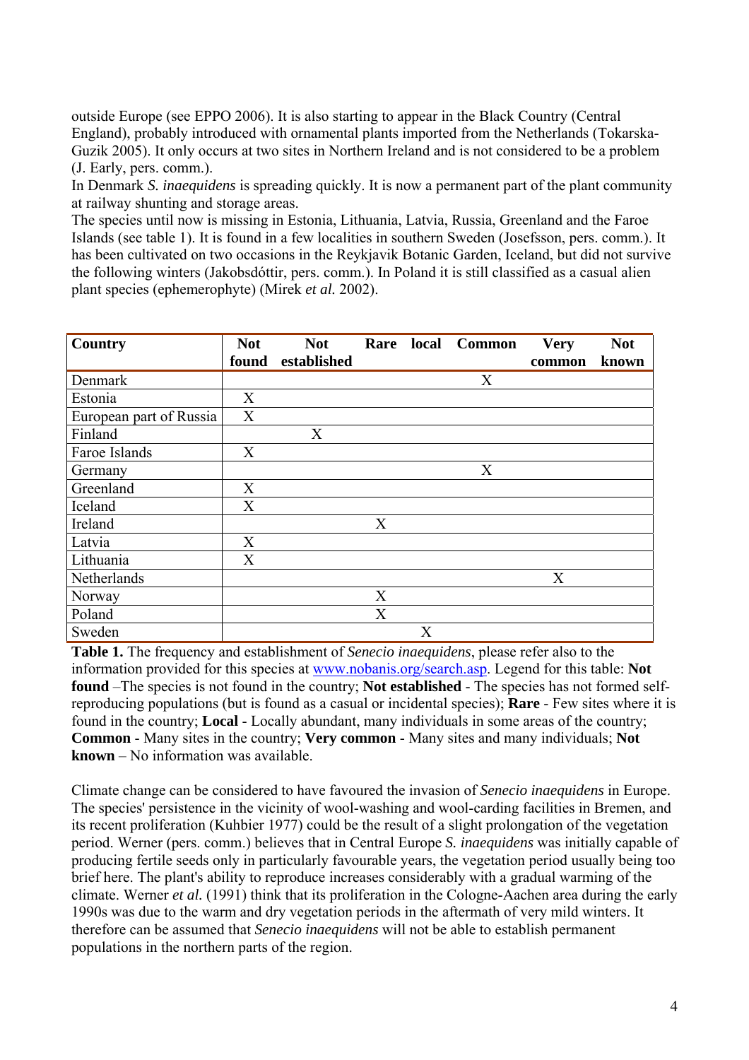outside Europe (see EPPO 2006). It is also starting to appear in the Black Country (Central England), probably introduced with ornamental plants imported from the Netherlands (Tokarska-Guzik 2005). It only occurs at two sites in Northern Ireland and is not considered to be a problem (J. Early, pers. comm.).

In Denmark *S. inaequidens* is spreading quickly. It is now a permanent part of the plant community at railway shunting and storage areas.

The species until now is missing in Estonia, Lithuania, Latvia, Russia, Greenland and the Faroe Islands (see table 1). It is found in a few localities in southern Sweden (Josefsson, pers. comm.). It has been cultivated on two occasions in the Reykjavik Botanic Garden, Iceland, but did not survive the following winters (Jakobsdóttir, pers. comm.). In Poland it is still classified as a casual alien plant species (ephemerophyte) (Mirek *et al.* 2002).

| Country | Not found | Not established | Rare | local | Common | Very common | Not known |
|---|---|---|---|---|---|---|---|
| Denmark | | | | | X | | |
| Estonia | X | | | | | | |
| European part of Russia | X | | | | | | |
| Finland | | X | | | | | |
| Faroe Islands | X | | | | | | |
| Germany | | | | | X | | |
| Greenland | X | | | | | | |
| Iceland | X | | | | | | |
| Ireland | | | X | | | | |
| Latvia | X | | | | | | |
| Lithuania | X | | | | | | |
| Netherlands | | | | | | X | |
| Norway | | | X | | | | |
| Poland | | | X | | | | |
| Sweden | | | | X | | | |

**Table 1.** The frequency and establishment of *Senecio inaequidens*, please refer also to the information provided for this species at www.nobanis.org/search.asp. Legend for this table: **Not found** –The species is not found in the country; **Not established** - The species has not formed self-reproducing populations (but is found as a casual or incidental species); **Rare** - Few sites where it is found in the country; **Local** - Locally abundant, many individuals in some areas of the country; **Common** - Many sites in the country; **Very common** - Many sites and many individuals; **Not known** – No information was available.

Climate change can be considered to have favoured the invasion of *Senecio inaequidens* in Europe. The species' persistence in the vicinity of wool-washing and wool-carding facilities in Bremen, and its recent proliferation (Kuhbier 1977) could be the result of a slight prolongation of the vegetation period. Werner (pers. comm.) believes that in Central Europe *S. inaequidens* was initially capable of producing fertile seeds only in particularly favourable years, the vegetation period usually being too brief here. The plant's ability to reproduce increases considerably with a gradual warming of the climate. Werner *et al.* (1991) think that its proliferation in the Cologne-Aachen area during the early 1990s was due to the warm and dry vegetation periods in the aftermath of very mild winters. It therefore can be assumed that *Senecio inaequidens* will not be able to establish permanent populations in the northern parts of the region.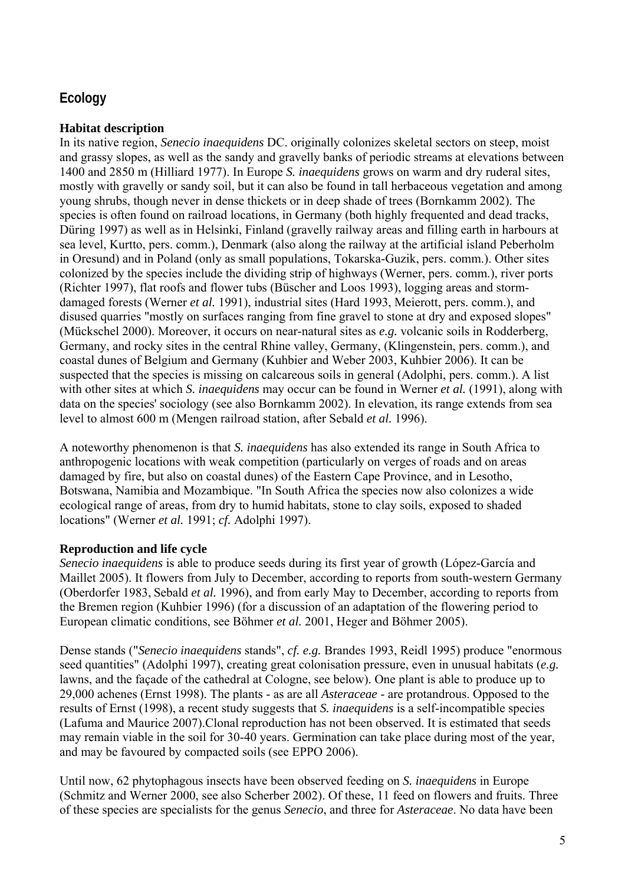## Ecology

### Habitat description

In its native region, *Senecio inaequidens* DC. originally colonizes skeletal sectors on steep, moist and grassy slopes, as well as the sandy and gravelly banks of periodic streams at elevations between 1400 and 2850 m (Hilliard 1977). In Europe *S. inaequidens* grows on warm and dry ruderal sites, mostly with gravelly or sandy soil, but it can also be found in tall herbaceous vegetation and among young shrubs, though never in dense thickets or in deep shade of trees (Bornkamm 2002). The species is often found on railroad locations, in Germany (both highly frequented and dead tracks, Düring 1997) as well as in Helsinki, Finland (gravelly railway areas and filling earth in harbours at sea level, Kurtto, pers. comm.), Denmark (also along the railway at the artificial island Peberholm in Oresund) and in Poland (only as small populations, Tokarska-Guzik, pers. comm.). Other sites colonized by the species include the dividing strip of highways (Werner, pers. comm.), river ports (Richter 1997), flat roofs and flower tubs (Büscher and Loos 1993), logging areas and storm-damaged forests (Werner *et al.* 1991), industrial sites (Hard 1993, Meierott, pers. comm.), and disused quarries "mostly on surfaces ranging from fine gravel to stone at dry and exposed slopes" (Mückschel 2000). Moreover, it occurs on near-natural sites as *e.g.* volcanic soils in Rodderberg, Germany, and rocky sites in the central Rhine valley, Germany, (Klingenstein, pers. comm.), and coastal dunes of Belgium and Germany (Kuhbier and Weber 2003, Kuhbier 2006). It can be suspected that the species is missing on calcareous soils in general (Adolphi, pers. comm.). A list with other sites at which *S. inaequidens* may occur can be found in Werner *et al.* (1991), along with data on the species' sociology (see also Bornkamm 2002). In elevation, its range extends from sea level to almost 600 m (Mengen railroad station, after Sebald *et al.* 1996).

A noteworthy phenomenon is that *S. inaequidens* has also extended its range in South Africa to anthropogenic locations with weak competition (particularly on verges of roads and on areas damaged by fire, but also on coastal dunes) of the Eastern Cape Province, and in Lesotho, Botswana, Namibia and Mozambique. "In South Africa the species now also colonizes a wide ecological range of areas, from dry to humid habitats, stone to clay soils, exposed to shaded locations" (Werner *et al.* 1991; *cf.* Adolphi 1997).

### Reproduction and life cycle

*Senecio inaequidens* is able to produce seeds during its first year of growth (López-García and Maillet 2005). It flowers from July to December, according to reports from south-western Germany (Oberdorfer 1983, Sebald *et al.* 1996), and from early May to December, according to reports from the Bremen region (Kuhbier 1996) (for a discussion of an adaptation of the flowering period to European climatic conditions, see Böhmer *et al.* 2001, Heger and Böhmer 2005).

Dense stands ("*Senecio inaequidens* stands", *cf. e.g.* Brandes 1993, Reidl 1995) produce "enormous seed quantities" (Adolphi 1997), creating great colonisation pressure, even in unusual habitats (*e.g.* lawns, and the façade of the cathedral at Cologne, see below). One plant is able to produce up to 29,000 achenes (Ernst 1998). The plants - as are all *Asteraceae* - are protandrous. Opposed to the results of Ernst (1998), a recent study suggests that *S. inaequidens* is a self-incompatible species (Lafuma and Maurice 2007).Clonal reproduction has not been observed. It is estimated that seeds may remain viable in the soil for 30-40 years. Germination can take place during most of the year, and may be favoured by compacted soils (see EPPO 2006).

Until now, 62 phytophagous insects have been observed feeding on *S. inaequidens* in Europe (Schmitz and Werner 2000, see also Scherber 2002). Of these, 11 feed on flowers and fruits. Three of these species are specialists for the genus *Senecio*, and three for *Asteraceae*. No data have been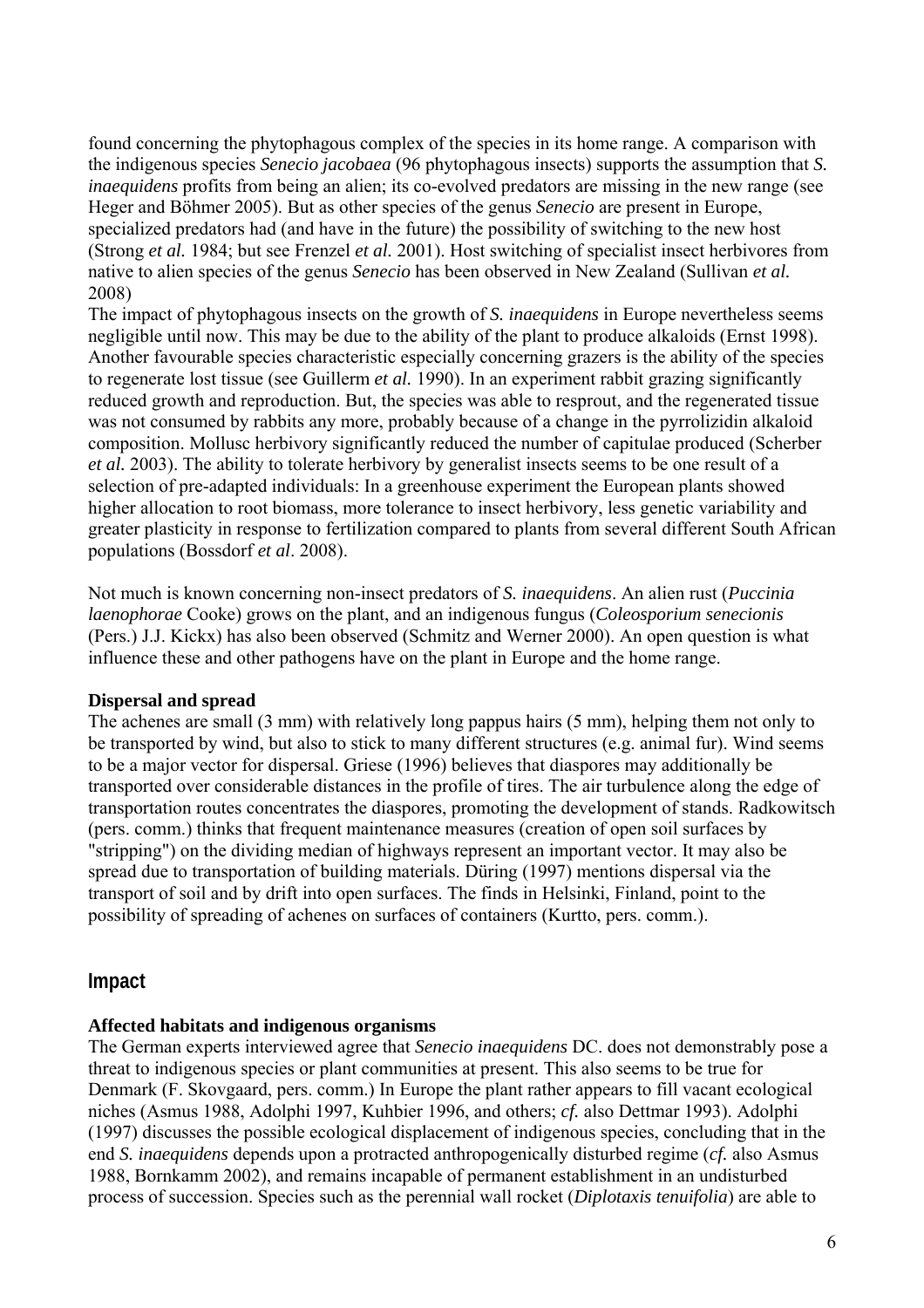found concerning the phytophagous complex of the species in its home range. A comparison with the indigenous species *Senecio jacobaea* (96 phytophagous insects) supports the assumption that *S. inaequidens* profits from being an alien; its co-evolved predators are missing in the new range (see Heger and Böhmer 2005). But as other species of the genus *Senecio* are present in Europe, specialized predators had (and have in the future) the possibility of switching to the new host (Strong *et al.* 1984; but see Frenzel *et al.* 2001). Host switching of specialist insect herbivores from native to alien species of the genus *Senecio* has been observed in New Zealand (Sullivan *et al.* 2008)

The impact of phytophagous insects on the growth of *S. inaequidens* in Europe nevertheless seems negligible until now. This may be due to the ability of the plant to produce alkaloids (Ernst 1998). Another favourable species characteristic especially concerning grazers is the ability of the species to regenerate lost tissue (see Guillerm *et al.* 1990). In an experiment rabbit grazing significantly reduced growth and reproduction. But, the species was able to resprout, and the regenerated tissue was not consumed by rabbits any more, probably because of a change in the pyrrolizidin alkaloid composition. Mollusc herbivory significantly reduced the number of capitulae produced (Scherber *et al.* 2003). The ability to tolerate herbivory by generalist insects seems to be one result of a selection of pre-adapted individuals: In a greenhouse experiment the European plants showed higher allocation to root biomass, more tolerance to insect herbivory, less genetic variability and greater plasticity in response to fertilization compared to plants from several different South African populations (Bossdorf *et al*. 2008).

Not much is known concerning non-insect predators of *S. inaequidens*. An alien rust (*Puccinia laenophorae* Cooke) grows on the plant, and an indigenous fungus (*Coleosporium senecionis* (Pers.) J.J. Kickx) has also been observed (Schmitz and Werner 2000). An open question is what influence these and other pathogens have on the plant in Europe and the home range.

**Dispersal and spread**

The achenes are small (3 mm) with relatively long pappus hairs (5 mm), helping them not only to be transported by wind, but also to stick to many different structures (e.g. animal fur). Wind seems to be a major vector for dispersal. Griese (1996) believes that diaspores may additionally be transported over considerable distances in the profile of tires. The air turbulence along the edge of transportation routes concentrates the diaspores, promoting the development of stands. Radkowitsch (pers. comm.) thinks that frequent maintenance measures (creation of open soil surfaces by "stripping") on the dividing median of highways represent an important vector. It may also be spread due to transportation of building materials. Düring (1997) mentions dispersal via the transport of soil and by drift into open surfaces. The finds in Helsinki, Finland, point to the possibility of spreading of achenes on surfaces of containers (Kurtto, pers. comm.).

## Impact

**Affected habitats and indigenous organisms**

The German experts interviewed agree that *Senecio inaequidens* DC. does not demonstrably pose a threat to indigenous species or plant communities at present. This also seems to be true for Denmark (F. Skovgaard, pers. comm.) In Europe the plant rather appears to fill vacant ecological niches (Asmus 1988, Adolphi 1997, Kuhbier 1996, and others; *cf.* also Dettmar 1993). Adolphi (1997) discusses the possible ecological displacement of indigenous species, concluding that in the end *S. inaequidens* depends upon a protracted anthropogenically disturbed regime (*cf.* also Asmus 1988, Bornkamm 2002), and remains incapable of permanent establishment in an undisturbed process of succession. Species such as the perennial wall rocket (*Diplotaxis tenuifolia*) are able to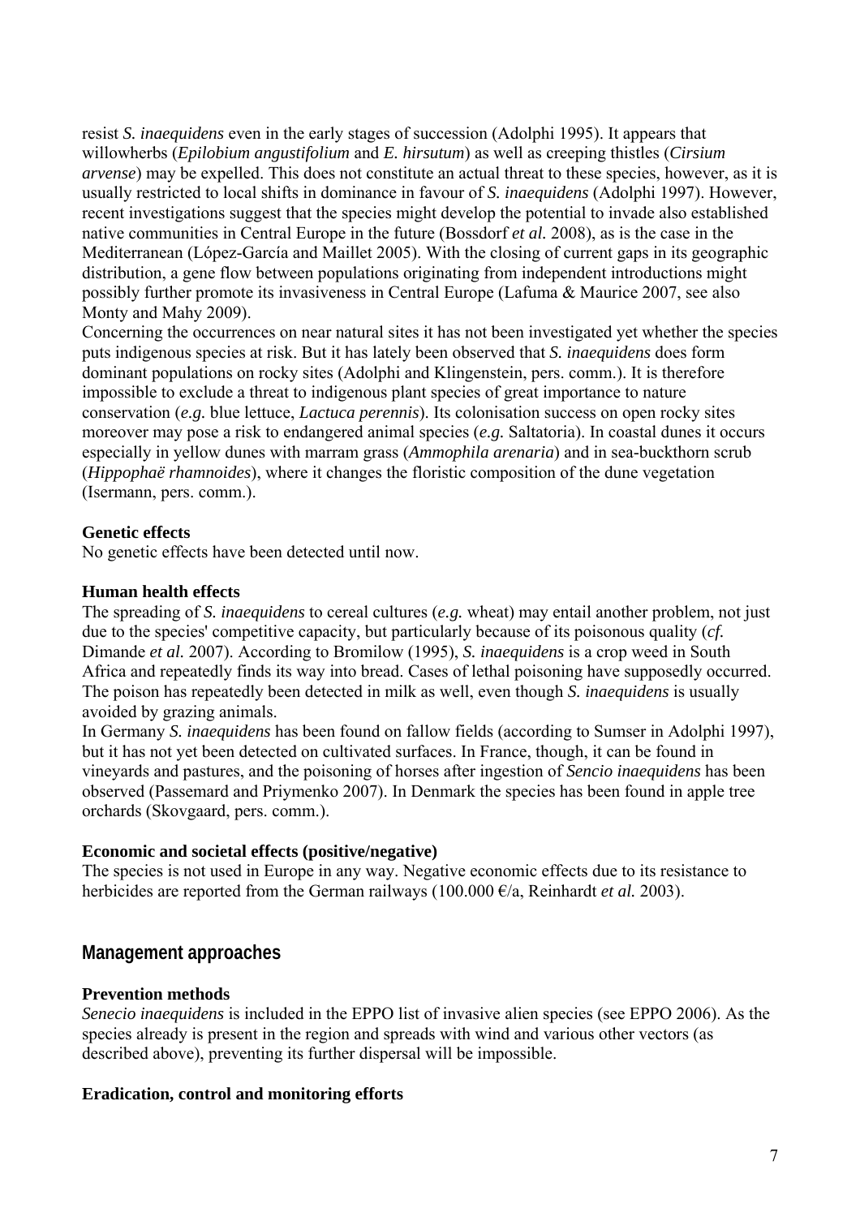resist *S. inaequidens* even in the early stages of succession (Adolphi 1995). It appears that willowherbs (*Epilobium angustifolium* and *E. hirsutum*) as well as creeping thistles (*Cirsium arvense*) may be expelled. This does not constitute an actual threat to these species, however, as it is usually restricted to local shifts in dominance in favour of *S. inaequidens* (Adolphi 1997). However, recent investigations suggest that the species might develop the potential to invade also established native communities in Central Europe in the future (Bossdorf *et al.* 2008), as is the case in the Mediterranean (López-García and Maillet 2005). With the closing of current gaps in its geographic distribution, a gene flow between populations originating from independent introductions might possibly further promote its invasiveness in Central Europe (Lafuma & Maurice 2007, see also Monty and Mahy 2009).

Concerning the occurrences on near natural sites it has not been investigated yet whether the species puts indigenous species at risk. But it has lately been observed that *S. inaequidens* does form dominant populations on rocky sites (Adolphi and Klingenstein, pers. comm.). It is therefore impossible to exclude a threat to indigenous plant species of great importance to nature conservation (*e.g.* blue lettuce, *Lactuca perennis*). Its colonisation success on open rocky sites moreover may pose a risk to endangered animal species (*e.g.* Saltatoria). In coastal dunes it occurs especially in yellow dunes with marram grass (*Ammophila arenaria*) and in sea-buckthorn scrub (*Hippophaë rhamnoides*), where it changes the floristic composition of the dune vegetation (Isermann, pers. comm.).

**Genetic effects**

No genetic effects have been detected until now.

**Human health effects**

The spreading of *S. inaequidens* to cereal cultures (*e.g.* wheat) may entail another problem, not just due to the species' competitive capacity, but particularly because of its poisonous quality (*cf.* Dimande *et al.* 2007). According to Bromilow (1995), *S. inaequidens* is a crop weed in South Africa and repeatedly finds its way into bread. Cases of lethal poisoning have supposedly occurred. The poison has repeatedly been detected in milk as well, even though *S. inaequidens* is usually avoided by grazing animals.

In Germany *S. inaequidens* has been found on fallow fields (according to Sumser in Adolphi 1997), but it has not yet been detected on cultivated surfaces. In France, though, it can be found in vineyards and pastures, and the poisoning of horses after ingestion of *Sencio inaequidens* has been observed (Passemard and Priymenko 2007). In Denmark the species has been found in apple tree orchards (Skovgaard, pers. comm.).

**Economic and societal effects (positive/negative)**

The species is not used in Europe in any way. Negative economic effects due to its resistance to herbicides are reported from the German railways (100.000 €/a, Reinhardt *et al.* 2003).

## Management approaches

**Prevention methods**

*Senecio inaequidens* is included in the EPPO list of invasive alien species (see EPPO 2006). As the species already is present in the region and spreads with wind and various other vectors (as described above), preventing its further dispersal will be impossible.

**Eradication, control and monitoring efforts**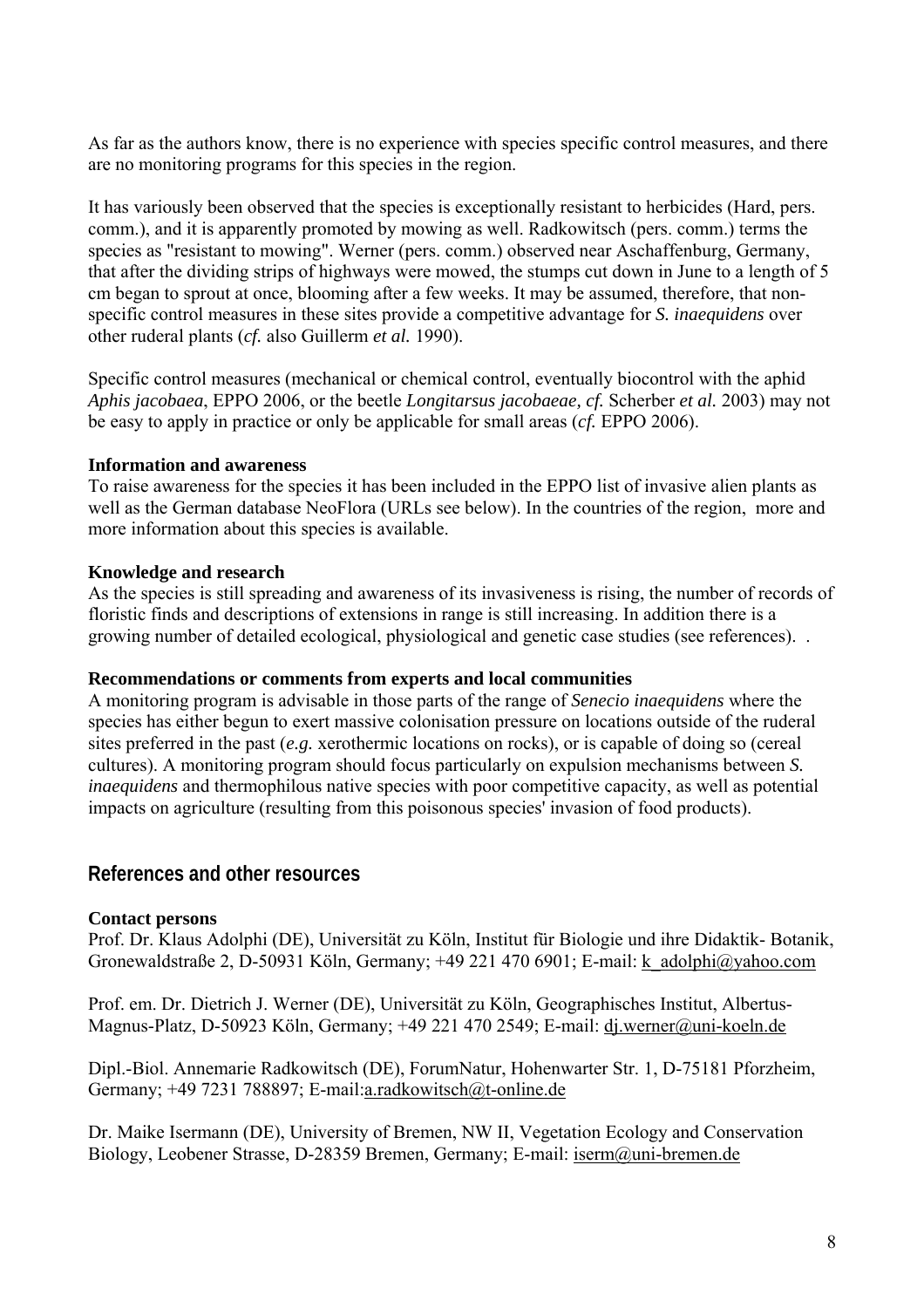As far as the authors know, there is no experience with species specific control measures, and there are no monitoring programs for this species in the region.

It has variously been observed that the species is exceptionally resistant to herbicides (Hard, pers. comm.), and it is apparently promoted by mowing as well. Radkowitsch (pers. comm.) terms the species as "resistant to mowing". Werner (pers. comm.) observed near Aschaffenburg, Germany, that after the dividing strips of highways were mowed, the stumps cut down in June to a length of 5 cm began to sprout at once, blooming after a few weeks. It may be assumed, therefore, that non-specific control measures in these sites provide a competitive advantage for *S. inaequidens* over other ruderal plants (*cf.* also Guillerm *et al.* 1990).

Specific control measures (mechanical or chemical control, eventually biocontrol with the aphid *Aphis jacobaea*, EPPO 2006, or the beetle *Longitarsus jacobaeae, cf.* Scherber *et al.* 2003) may not be easy to apply in practice or only be applicable for small areas (*cf.* EPPO 2006).

**Information and awareness**
To raise awareness for the species it has been included in the EPPO list of invasive alien plants as well as the German database NeoFlora (URLs see below). In the countries of the region, more and more information about this species is available.

**Knowledge and research**
As the species is still spreading and awareness of its invasiveness is rising, the number of records of floristic finds and descriptions of extensions in range is still increasing. In addition there is a growing number of detailed ecological, physiological and genetic case studies (see references). .

**Recommendations or comments from experts and local communities**
A monitoring program is advisable in those parts of the range of *Senecio inaequidens* where the species has either begun to exert massive colonisation pressure on locations outside of the ruderal sites preferred in the past (*e.g.* xerothermic locations on rocks), or is capable of doing so (cereal cultures). A monitoring program should focus particularly on expulsion mechanisms between *S. inaequidens* and thermophilous native species with poor competitive capacity, as well as potential impacts on agriculture (resulting from this poisonous species' invasion of food products).

## References and other resources

**Contact persons**
Prof. Dr. Klaus Adolphi (DE), Universität zu Köln, Institut für Biologie und ihre Didaktik- Botanik, Gronewaldstraße 2, D-50931 Köln, Germany; +49 221 470 6901; E-mail: k_adolphi@yahoo.com

Prof. em. Dr. Dietrich J. Werner (DE), Universität zu Köln, Geographisches Institut, Albertus-Magnus-Platz, D-50923 Köln, Germany; +49 221 470 2549; E-mail: dj.werner@uni-koeln.de

Dipl.-Biol. Annemarie Radkowitsch (DE), ForumNatur, Hohenwarter Str. 1, D-75181 Pforzheim, Germany; +49 7231 788897; E-mail:a.radkowitsch@t-online.de

Dr. Maike Isermann (DE), University of Bremen, NW II, Vegetation Ecology and Conservation Biology, Leobener Strasse, D-28359 Bremen, Germany; E-mail: iserm@uni-bremen.de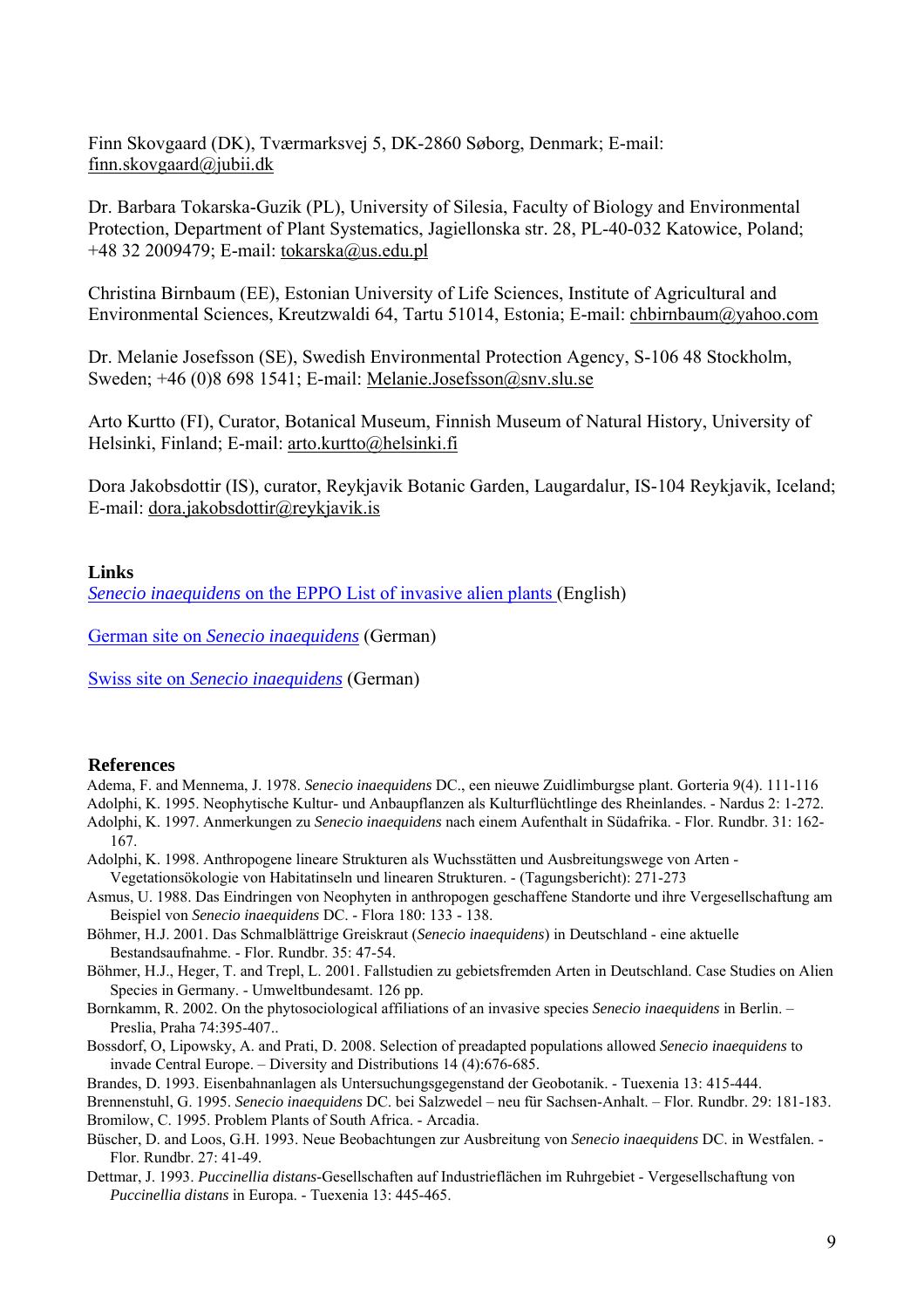Finn Skovgaard (DK), Tværmarksvej 5, DK-2860 Søborg, Denmark; E-mail: finn.skovgaard@jubii.dk

Dr. Barbara Tokarska-Guzik (PL), University of Silesia, Faculty of Biology and Environmental Protection, Department of Plant Systematics, Jagiellonska str. 28, PL-40-032 Katowice, Poland; +48 32 2009479; E-mail: tokarska@us.edu.pl

Christina Birnbaum (EE), Estonian University of Life Sciences, Institute of Agricultural and Environmental Sciences, Kreutzwaldi 64, Tartu 51014, Estonia; E-mail: chbirnbaum@yahoo.com

Dr. Melanie Josefsson (SE), Swedish Environmental Protection Agency, S-106 48 Stockholm, Sweden; +46 (0)8 698 1541; E-mail: Melanie.Josefsson@snv.slu.se

Arto Kurtto (FI), Curator, Botanical Museum, Finnish Museum of Natural History, University of Helsinki, Finland; E-mail: arto.kurtto@helsinki.fi

Dora Jakobsdottir (IS), curator, Reykjavik Botanic Garden, Laugardalur, IS-104 Reykjavik, Iceland; E-mail: dora.jakobsdottir@reykjavik.is

## Links

*Senecio inaequidens* on the EPPO List of invasive alien plants (English)

German site on *Senecio inaequidens* (German)

Swiss site on *Senecio inaequidens* (German)

## References

Adema, F. and Mennema, J. 1978. *Senecio inaequidens* DC., een nieuwe Zuidlimburgse plant. Gorteria 9(4). 111-116

Adolphi, K. 1995. Neophytische Kultur- und Anbaupflanzen als Kulturflüchtlinge des Rheinlandes. - Nardus 2: 1-272.

Adolphi, K. 1997. Anmerkungen zu *Senecio inaequidens* nach einem Aufenthalt in Südafrika. - Flor. Rundbr. 31: 162-167.

Adolphi, K. 1998. Anthropogene lineare Strukturen als Wuchsstätten und Ausbreitungswege von Arten - Vegetationsökologie von Habitatinseln und linearen Strukturen. - (Tagungsbericht): 271-273

Asmus, U. 1988. Das Eindringen von Neophyten in anthropogen geschaffene Standorte und ihre Vergesellschaftung am Beispiel von *Senecio inaequidens* DC. - Flora 180: 133 - 138.

Böhmer, H.J. 2001. Das Schmalblättrige Greiskraut (*Senecio inaequidens*) in Deutschland - eine aktuelle Bestandsaufnahme. - Flor. Rundbr. 35: 47-54.

Böhmer, H.J., Heger, T. and Trepl, L. 2001. Fallstudien zu gebietsfremden Arten in Deutschland. Case Studies on Alien Species in Germany. - Umweltbundesamt. 126 pp.

Bornkamm, R. 2002. On the phytosociological affiliations of an invasive species *Senecio inaequidens* in Berlin. – Preslia, Praha 74:395-407..

Bossdorf, O, Lipowsky, A. and Prati, D. 2008. Selection of preadapted populations allowed *Senecio inaequidens* to invade Central Europe. – Diversity and Distributions 14 (4):676-685.

Brandes, D. 1993. Eisenbahnanlagen als Untersuchungsgegenstand der Geobotanik. - Tuexenia 13: 415-444.

Brennenstuhl, G. 1995. *Senecio inaequidens* DC. bei Salzwedel – neu für Sachsen-Anhalt. – Flor. Rundbr. 29: 181-183.

Bromilow, C. 1995. Problem Plants of South Africa. - Arcadia.

Büscher, D. and Loos, G.H. 1993. Neue Beobachtungen zur Ausbreitung von *Senecio inaequidens* DC. in Westfalen. - Flor. Rundbr. 27: 41-49.

Dettmar, J. 1993. *Puccinellia distans*-Gesellschaften auf Industrieflächen im Ruhrgebiet - Vergesellschaftung von *Puccinellia distans* in Europa. - Tuexenia 13: 445-465.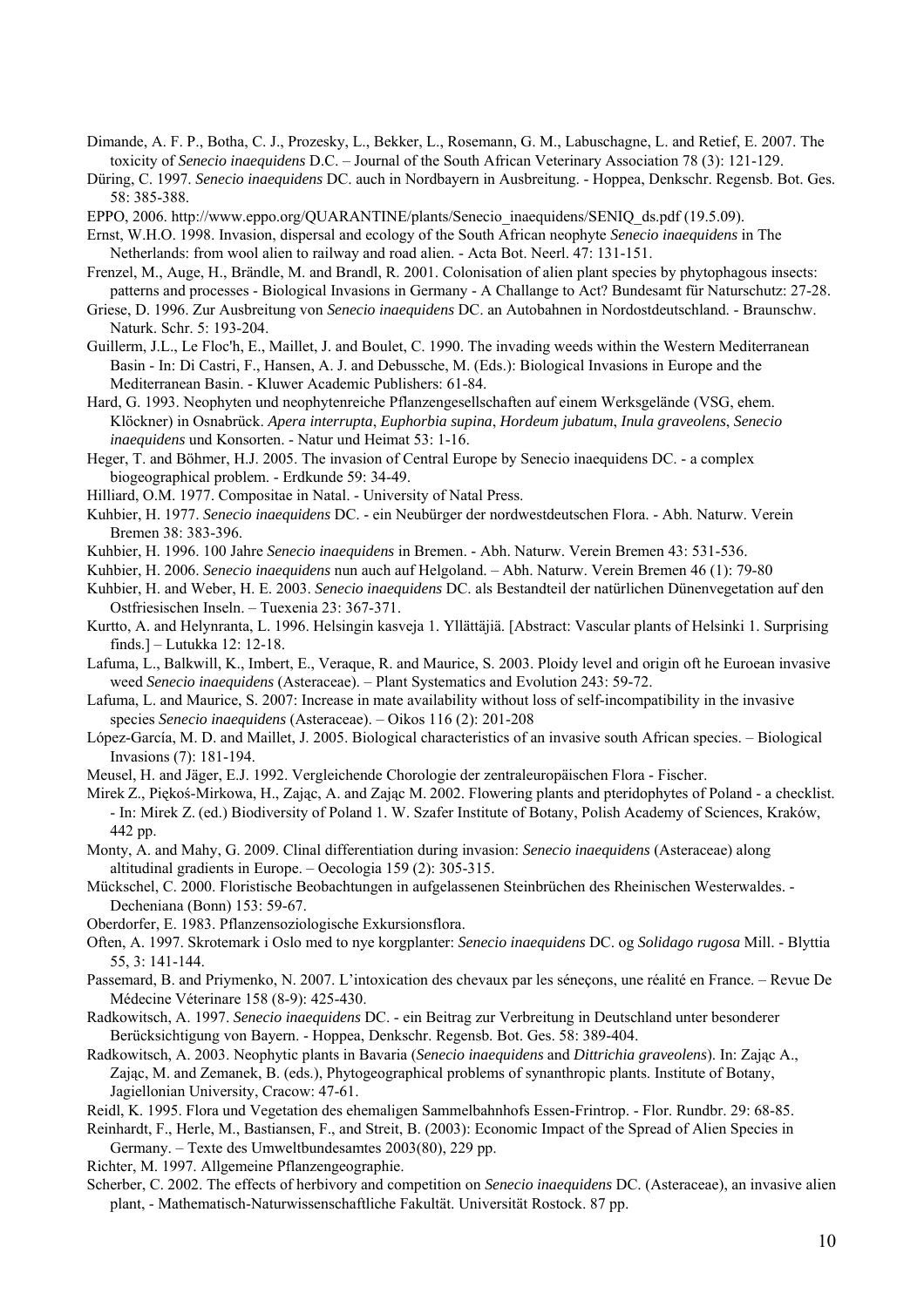Dimande, A. F. P., Botha, C. J., Prozesky, L., Bekker, L., Rosemann, G. M., Labuschagne, L. and Retief, E. 2007. The toxicity of *Senecio inaequidens* D.C. – Journal of the South African Veterinary Association 78 (3): 121-129.

Düring, C. 1997. *Senecio inaequidens* DC. auch in Nordbayern in Ausbreitung. - Hoppea, Denkschr. Regensb. Bot. Ges. 58: 385-388.

EPPO, 2006. http://www.eppo.org/QUARANTINE/plants/Senecio_inaequidens/SENIQ_ds.pdf (19.5.09).

Ernst, W.H.O. 1998. Invasion, dispersal and ecology of the South African neophyte *Senecio inaequidens* in The Netherlands: from wool alien to railway and road alien. - Acta Bot. Neerl. 47: 131-151.

Frenzel, M., Auge, H., Brändle, M. and Brandl, R. 2001. Colonisation of alien plant species by phytophagous insects: patterns and processes - Biological Invasions in Germany - A Challange to Act? Bundesamt für Naturschutz: 27-28.

Griese, D. 1996. Zur Ausbreitung von *Senecio inaequidens* DC. an Autobahnen in Nordostdeutschland. - Braunschw. Naturk. Schr. 5: 193-204.

Guillerm, J.L., Le Floc'h, E., Maillet, J. and Boulet, C. 1990. The invading weeds within the Western Mediterranean Basin - In: Di Castri, F., Hansen, A. J. and Debussche, M. (Eds.): Biological Invasions in Europe and the Mediterranean Basin. - Kluwer Academic Publishers: 61-84.

Hard, G. 1993. Neophyten und neophytenreiche Pflanzengesellschaften auf einem Werksgelände (VSG, ehem. Klöckner) in Osnabrück. *Apera interrupta*, *Euphorbia supina*, *Hordeum jubatum*, *Inula graveolens*, *Senecio inaequidens* und Konsorten. - Natur und Heimat 53: 1-16.

Heger, T. and Böhmer, H.J. 2005. The invasion of Central Europe by Senecio inaequidens DC. - a complex biogeographical problem. - Erdkunde 59: 34-49.

Hilliard, O.M. 1977. Compositae in Natal. - University of Natal Press.

Kuhbier, H. 1977. *Senecio inaequidens* DC. - ein Neubürger der nordwestdeutschen Flora. - Abh. Naturw. Verein Bremen 38: 383-396.

Kuhbier, H. 1996. 100 Jahre *Senecio inaequidens* in Bremen. - Abh. Naturw. Verein Bremen 43: 531-536.

Kuhbier, H. 2006. *Senecio inaequidens* nun auch auf Helgoland. – Abh. Naturw. Verein Bremen 46 (1): 79-80

Kuhbier, H. and Weber, H. E. 2003. *Senecio inaequidens* DC. als Bestandteil der natürlichen Dünenvegetation auf den Ostfriesischen Inseln. – Tuexenia 23: 367-371.

Kurtto, A. and Helynranta, L. 1996. Helsingin kasveja 1. Yllättäjiä. [Abstract: Vascular plants of Helsinki 1. Surprising finds.] – Lutukka 12: 12-18.

Lafuma, L., Balkwill, K., Imbert, E., Veraque, R. and Maurice, S. 2003. Ploidy level and origin oft he Euroean invasive weed *Senecio inaequidens* (Asteraceae). – Plant Systematics and Evolution 243: 59-72.

Lafuma, L. and Maurice, S. 2007: Increase in mate availability without loss of self-incompatibility in the invasive species *Senecio inaequidens* (Asteraceae). – Oikos 116 (2): 201-208

López-García, M. D. and Maillet, J. 2005. Biological characteristics of an invasive south African species. – Biological Invasions (7): 181-194.

Meusel, H. and Jäger, E.J. 1992. Vergleichende Chorologie der zentraleuropäischen Flora - Fischer.

Mirek Z., Piękoś-Mirkowa, H., Zając, A. and Zając M. 2002. Flowering plants and pteridophytes of Poland - a checklist. - In: Mirek Z. (ed.) Biodiversity of Poland 1. W. Szafer Institute of Botany, Polish Academy of Sciences, Kraków, 442 pp.

Monty, A. and Mahy, G. 2009. Clinal differentiation during invasion: *Senecio inaequidens* (Asteraceae) along altitudinal gradients in Europe. – Oecologia 159 (2): 305-315.

Mückschel, C. 2000. Floristische Beobachtungen in aufgelassenen Steinbrüchen des Rheinischen Westerwaldes. - Decheniana (Bonn) 153: 59-67.

Oberdorfer, E. 1983. Pflanzensoziologische Exkursionsflora.

Often, A. 1997. Skrotemark i Oslo med to nye korgplanter: *Senecio inaequidens* DC. og *Solidago rugosa* Mill. - Blyttia 55, 3: 141-144.

Passemard, B. and Priymenko, N. 2007. L'intoxication des chevaux par les séneçons, une réalité en France. – Revue De Médecine Véterinare 158 (8-9): 425-430.

Radkowitsch, A. 1997. *Senecio inaequidens* DC. - ein Beitrag zur Verbreitung in Deutschland unter besonderer Berücksichtigung von Bayern. - Hoppea, Denkschr. Regensb. Bot. Ges. 58: 389-404.

Radkowitsch, A. 2003. Neophytic plants in Bavaria (*Senecio inaequidens* and *Dittrichia graveolens*). In: Zając A., Zając, M. and Zemanek, B. (eds.), Phytogeographical problems of synanthropic plants. Institute of Botany, Jagiellonian University, Cracow: 47-61.

Reidl, K. 1995. Flora und Vegetation des ehemaligen Sammelbahnhofs Essen-Frintrop. - Flor. Rundbr. 29: 68-85.

Reinhardt, F., Herle, M., Bastiansen, F., and Streit, B. (2003): Economic Impact of the Spread of Alien Species in Germany. – Texte des Umweltbundesamtes 2003(80), 229 pp.

Richter, M. 1997. Allgemeine Pflanzengeographie.

Scherber, C. 2002. The effects of herbivory and competition on *Senecio inaequidens* DC. (Asteraceae), an invasive alien plant, - Mathematisch-Naturwissenschaftliche Fakultät. Universität Rostock. 87 pp.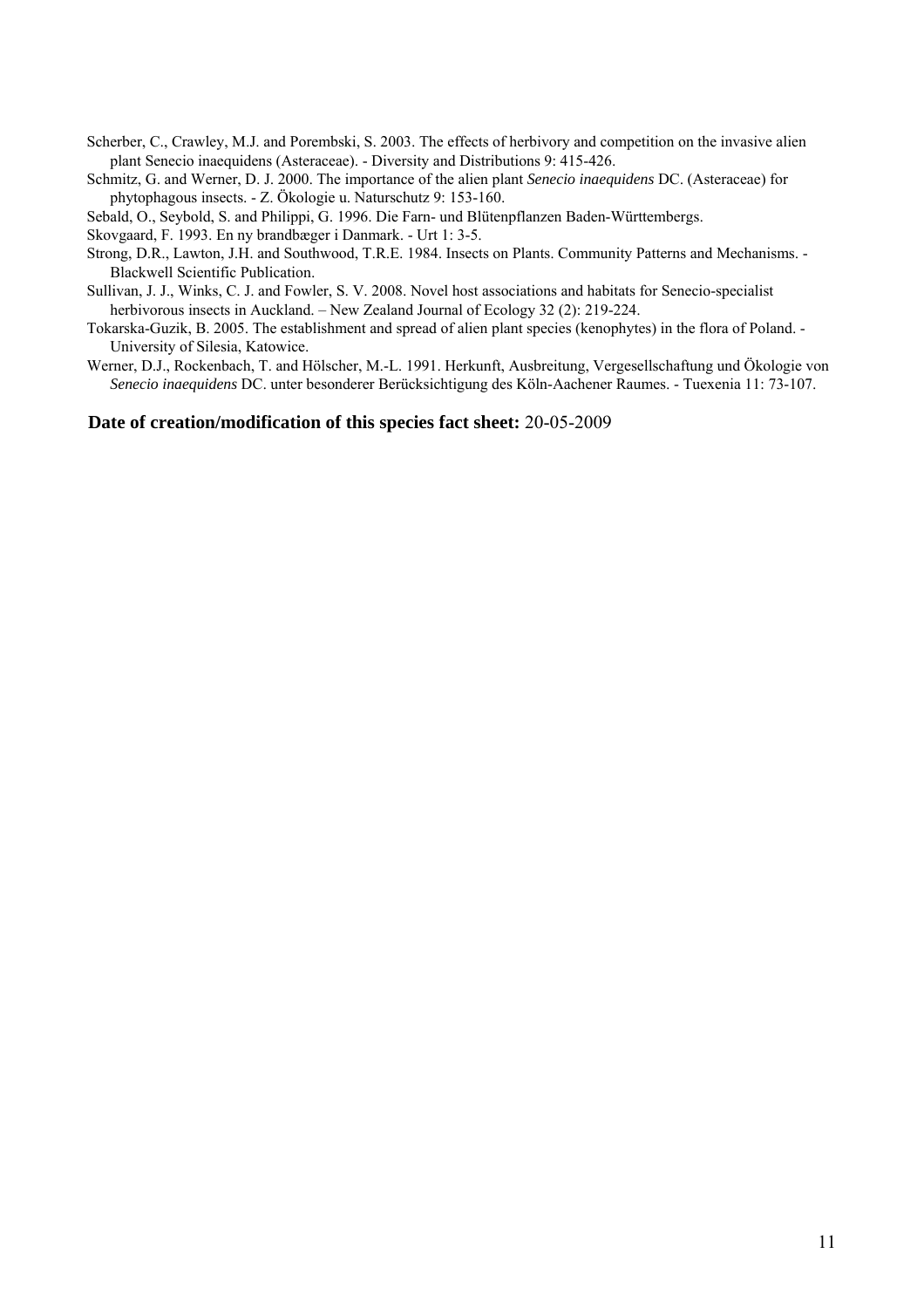Scherber, C., Crawley, M.J. and Porembski, S. 2003. The effects of herbivory and competition on the invasive alien plant Senecio inaequidens (Asteraceae). - Diversity and Distributions 9: 415-426.

Schmitz, G. and Werner, D. J. 2000. The importance of the alien plant *Senecio inaequidens* DC. (Asteraceae) for phytophagous insects. - Z. Ökologie u. Naturschutz 9: 153-160.

Sebald, O., Seybold, S. and Philippi, G. 1996. Die Farn- und Blütenpflanzen Baden-Württembergs.

Skovgaard, F. 1993. En ny brandbæger i Danmark. - Urt 1: 3-5.

Strong, D.R., Lawton, J.H. and Southwood, T.R.E. 1984. Insects on Plants. Community Patterns and Mechanisms. - Blackwell Scientific Publication.

Sullivan, J. J., Winks, C. J. and Fowler, S. V. 2008. Novel host associations and habitats for Senecio-specialist herbivorous insects in Auckland. – New Zealand Journal of Ecology 32 (2): 219-224.

Tokarska-Guzik, B. 2005. The establishment and spread of alien plant species (kenophytes) in the flora of Poland. - University of Silesia, Katowice.

Werner, D.J., Rockenbach, T. and Hölscher, M.-L. 1991. Herkunft, Ausbreitung, Vergesellschaftung und Ökologie von *Senecio inaequidens* DC. unter besonderer Berücksichtigung des Köln-Aachener Raumes. - Tuexenia 11: 73-107.

**Date of creation/modification of this species fact sheet:** 20-05-2009